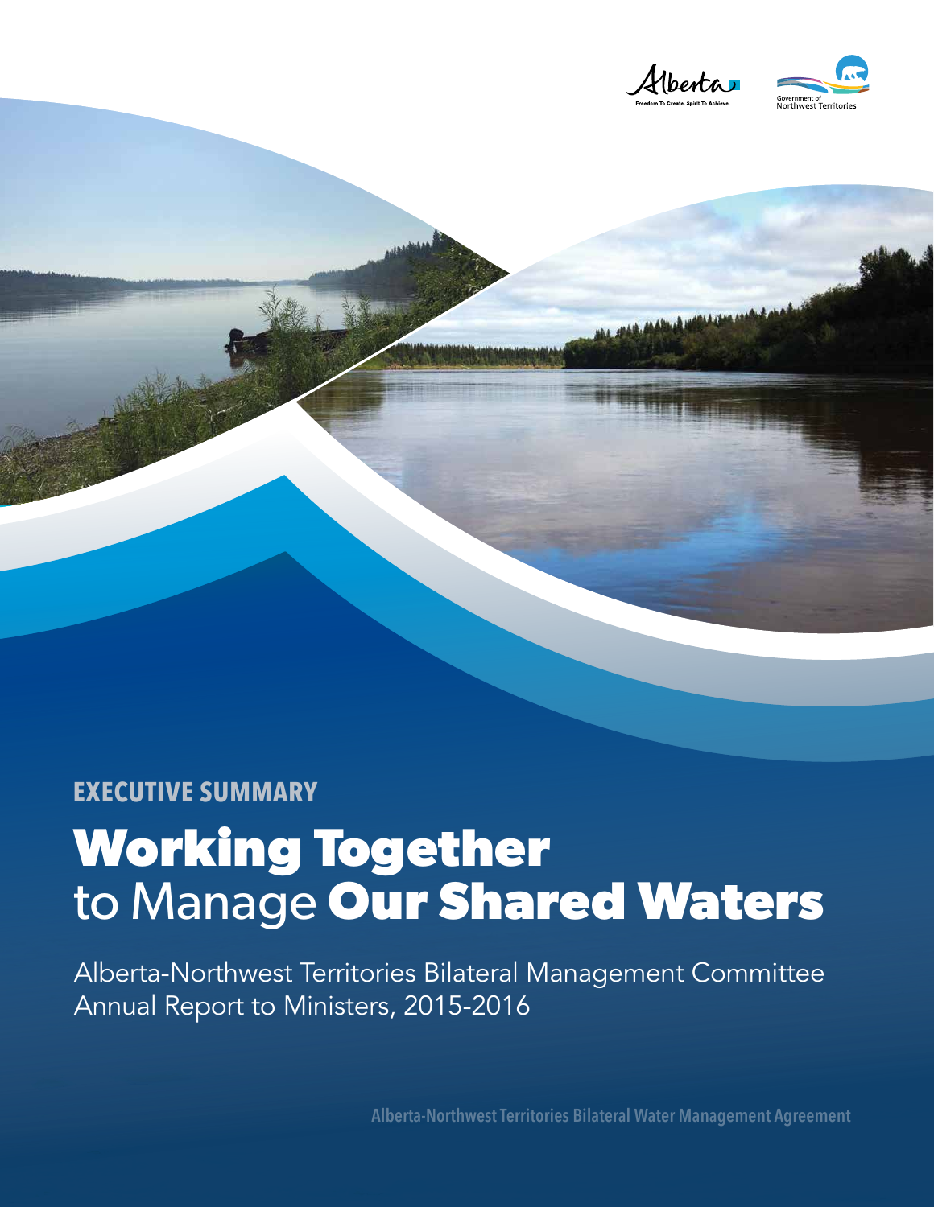Alberta

Freedom To Create. Spirit To Achieve.

Government of Northwest Territories

**EXECUTIVE SUMMARY**

# Working Together to Manage Our Shared Waters

Alberta-Northwest Territories Bilateral Management Committee
Annual Report to Ministers, 2015-2016

Alberta-Northwest Territories Bilateral Water Management Agreement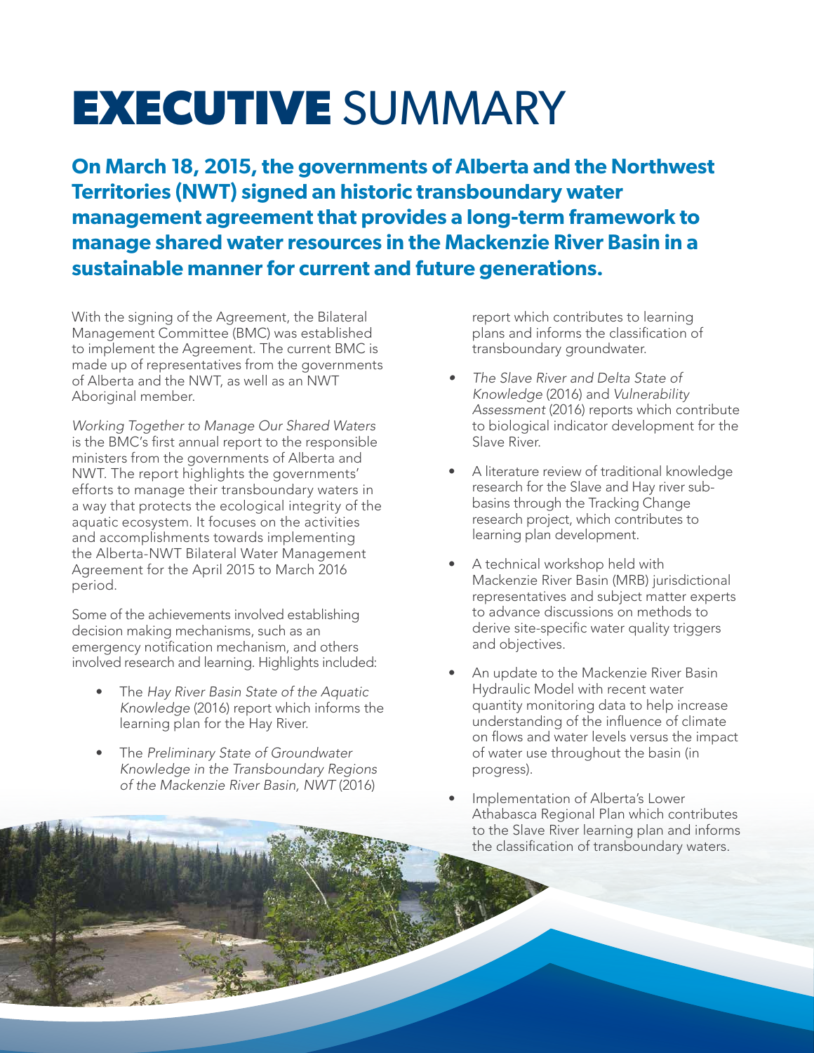# **EXECUTIVE** SUMMARY

**On March 18, 2015, the governments of Alberta and the Northwest Territories (NWT) signed an historic transboundary water management agreement that provides a long-term framework to manage shared water resources in the Mackenzie River Basin in a sustainable manner for current and future generations.**

With the signing of the Agreement, the Bilateral Management Committee (BMC) was established to implement the Agreement. The current BMC is made up of representatives from the governments of Alberta and the NWT, as well as an NWT Aboriginal member.

*Working Together to Manage Our Shared Waters* is the BMC's first annual report to the responsible ministers from the governments of Alberta and NWT. The report highlights the governments' efforts to manage their transboundary waters in a way that protects the ecological integrity of the aquatic ecosystem. It focuses on the activities and accomplishments towards implementing the Alberta-NWT Bilateral Water Management Agreement for the April 2015 to March 2016 period.

Some of the achievements involved establishing decision making mechanisms, such as an emergency notification mechanism, and others involved research and learning. Highlights included:

- The *Hay River Basin State of the Aquatic Knowledge* (2016) report which informs the learning plan for the Hay River.
- The *Preliminary State of Groundwater Knowledge in the Transboundary Regions of the Mackenzie River Basin, NWT* (2016) report which contributes to learning plans and informs the classification of transboundary groundwater.
- *The Slave River and Delta State of Knowledge* (2016) and *Vulnerability Assessment* (2016) reports which contribute to biological indicator development for the Slave River.
- A literature review of traditional knowledge research for the Slave and Hay river sub-basins through the Tracking Change research project, which contributes to learning plan development.
- A technical workshop held with Mackenzie River Basin (MRB) jurisdictional representatives and subject matter experts to advance discussions on methods to derive site-specific water quality triggers and objectives.
- An update to the Mackenzie River Basin Hydraulic Model with recent water quantity monitoring data to help increase understanding of the influence of climate on flows and water levels versus the impact of water use throughout the basin (in progress).
- Implementation of Alberta's Lower Athabasca Regional Plan which contributes to the Slave River learning plan and informs the classification of transboundary waters.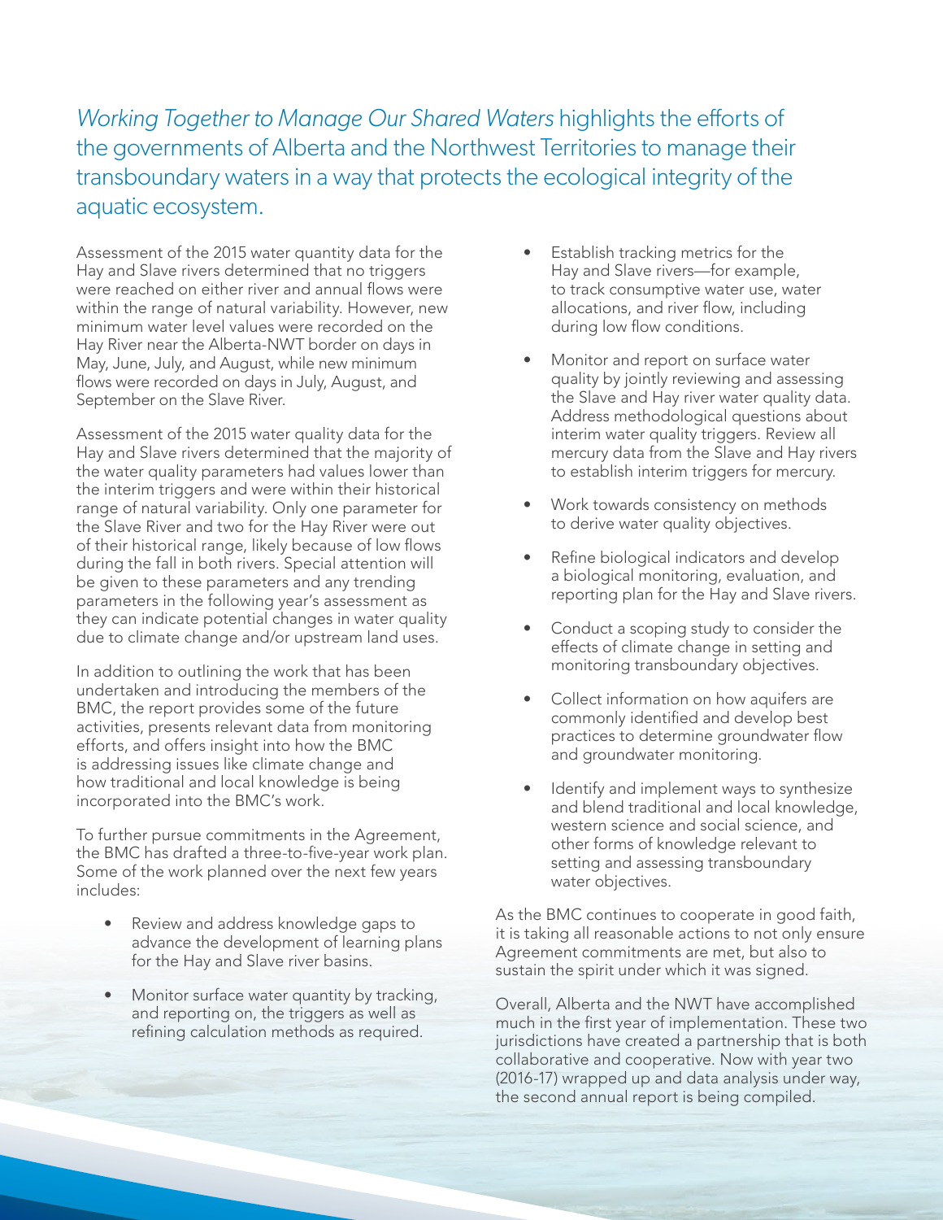*Working Together to Manage Our Shared Waters* highlights the efforts of the governments of Alberta and the Northwest Territories to manage their transboundary waters in a way that protects the ecological integrity of the aquatic ecosystem.

Assessment of the 2015 water quantity data for the Hay and Slave rivers determined that no triggers were reached on either river and annual flows were within the range of natural variability. However, new minimum water level values were recorded on the Hay River near the Alberta-NWT border on days in May, June, July, and August, while new minimum flows were recorded on days in July, August, and September on the Slave River.

Assessment of the 2015 water quality data for the Hay and Slave rivers determined that the majority of the water quality parameters had values lower than the interim triggers and were within their historical range of natural variability. Only one parameter for the Slave River and two for the Hay River were out of their historical range, likely because of low flows during the fall in both rivers. Special attention will be given to these parameters and any trending parameters in the following year's assessment as they can indicate potential changes in water quality due to climate change and/or upstream land uses.

In addition to outlining the work that has been undertaken and introducing the members of the BMC, the report provides some of the future activities, presents relevant data from monitoring efforts, and offers insight into how the BMC is addressing issues like climate change and how traditional and local knowledge is being incorporated into the BMC's work.

To further pursue commitments in the Agreement, the BMC has drafted a three-to-five-year work plan. Some of the work planned over the next few years includes:

- Review and address knowledge gaps to advance the development of learning plans for the Hay and Slave river basins.
- Monitor surface water quantity by tracking, and reporting on, the triggers as well as refining calculation methods as required.
- Establish tracking metrics for the Hay and Slave rivers—for example, to track consumptive water use, water allocations, and river flow, including during low flow conditions.
- Monitor and report on surface water quality by jointly reviewing and assessing the Slave and Hay river water quality data. Address methodological questions about interim water quality triggers. Review all mercury data from the Slave and Hay rivers to establish interim triggers for mercury.
- Work towards consistency on methods to derive water quality objectives.
- Refine biological indicators and develop a biological monitoring, evaluation, and reporting plan for the Hay and Slave rivers.
- Conduct a scoping study to consider the effects of climate change in setting and monitoring transboundary objectives.
- Collect information on how aquifers are commonly identified and develop best practices to determine groundwater flow and groundwater monitoring.
- Identify and implement ways to synthesize and blend traditional and local knowledge, western science and social science, and other forms of knowledge relevant to setting and assessing transboundary water objectives.

As the BMC continues to cooperate in good faith, it is taking all reasonable actions to not only ensure Agreement commitments are met, but also to sustain the spirit under which it was signed.

Overall, Alberta and the NWT have accomplished much in the first year of implementation. These two jurisdictions have created a partnership that is both collaborative and cooperative. Now with year two (2016-17) wrapped up and data analysis under way, the second annual report is being compiled.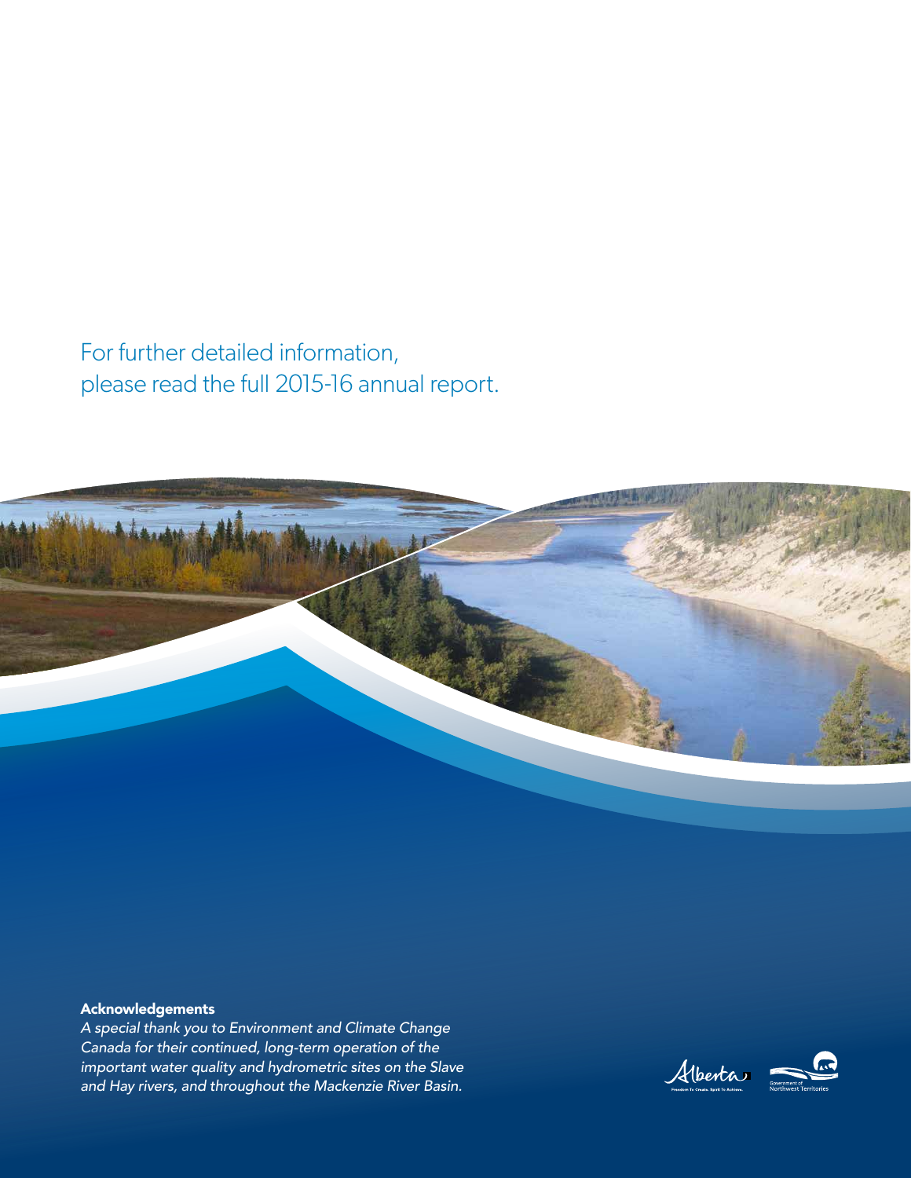For further detailed information, please read the full 2015-16 annual report.

**Acknowledgements**

*A special thank you to Environment and Climate Change Canada for their continued, long-term operation of the important water quality and hydrometric sites on the Slave and Hay rivers, and throughout the Mackenzie River Basin.*